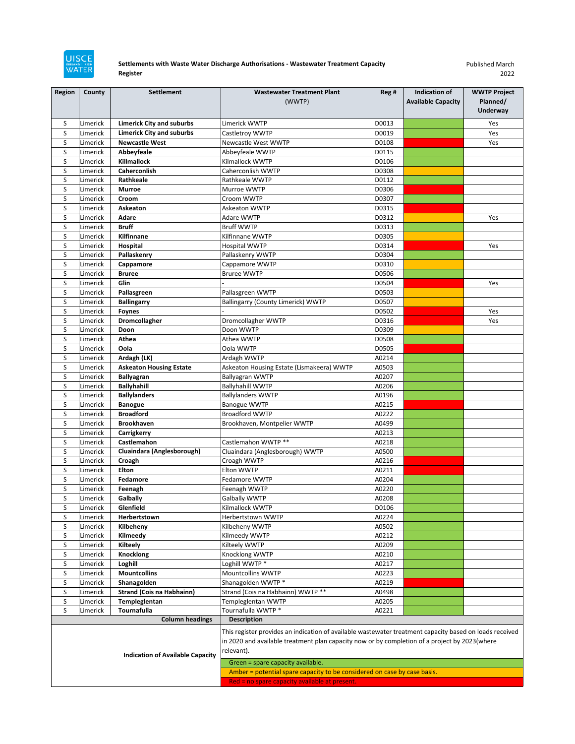UISCE ÉIREANN | IRISH WATER

**Settlements with Waste Water Discharge Authorisations - Wastewater Treatment Capacity Register**

Published March 2022

| Region | County | Settlement | Wastewater Treatment Plant (WWTP) | Reg # | Indication of Available Capacity | WWTP Project Planned/ Underway |
|---|---|---|---|---|---|---|
| S | Limerick | **Limerick City and suburbs** | Limerick WWTP | D0013 | Green | Yes |
| S | Limerick | **Limerick City and suburbs** | Castletroy WWTP | D0019 | Green | Yes |
| S | Limerick | **Newcastle West** | Newcastle West WWTP | D0108 | Red | Yes |
| S | Limerick | **Abbeyfeale** | Abbeyfeale WWTP | D0115 | Green | |
| S | Limerick | **Killmallock** | Kilmallock WWTP | D0106 | Green | |
| S | Limerick | **Caherconlish** | Caherconlish WWTP | D0308 | Amber | |
| S | Limerick | **Rathkeale** | Rathkeale WWTP | D0112 | Green | |
| S | Limerick | **Murroe** | Murroe WWTP | D0306 | Red | |
| S | Limerick | **Croom** | Croom WWTP | D0307 | Green | |
| S | Limerick | **Askeaton** | Askeaton WWTP | D0315 | Red | |
| S | Limerick | **Adare** | Adare WWTP | D0312 | Amber | Yes |
| S | Limerick | **Bruff** | Bruff WWTP | D0313 | Green | |
| S | Limerick | **Kilfinnane** | Kilfinnane WWTP | D0305 | Amber | |
| S | Limerick | **Hospital** | Hospital WWTP | D0314 | Red | Yes |
| S | Limerick | **Pallaskenry** | Pallaskenry WWTP | D0304 | Green | |
| S | Limerick | **Cappamore** | Cappamore WWTP | D0310 | Amber | |
| S | Limerick | **Bruree** | Bruree WWTP | D0506 | Green | |
| S | Limerick | **Glin** | - | D0504 | Red | Yes |
| S | Limerick | **Pallasgreen** | Pallasgreen WWTP | D0503 | Amber | |
| S | Limerick | **Ballingarry** | Ballingarry (County Limerick) WWTP | D0507 | Amber | |
| S | Limerick | **Foynes** | - | D0502 | Red | Yes |
| S | Limerick | **Dromcollagher** | Dromcollagher WWTP | D0316 | Red | Yes |
| S | Limerick | **Doon** | Doon WWTP | D0309 | Amber | |
| S | Limerick | **Athea** | Athea WWTP | D0508 | Green | |
| S | Limerick | **Oola** | Oola WWTP | D0505 | Red | |
| S | Limerick | **Ardagh (LK)** | Ardagh WWTP | A0214 | Green | |
| S | Limerick | **Askeaton Housing Estate** | Askeaton Housing Estate (Lismakeera) WWTP | A0503 | Green | |
| S | Limerick | **Ballyagran** | Ballyagran WWTP | A0207 | Green | |
| S | Limerick | **Ballyhahill** | Ballyhahill WWTP | A0206 | Green | |
| S | Limerick | **Ballylanders** | Ballylanders WWTP | A0196 | Green | |
| S | Limerick | **Banogue** | Banogue WWTP | A0215 | Red | |
| S | Limerick | **Broadford** | Broadford WWTP | A0222 | Green | |
| S | Limerick | **Brookhaven** | Brookhaven, Montpelier WWTP | A0499 | Green | |
| S | Limerick | **Carrigkerry** | | A0213 | Green | |
| S | Limerick | **Castlemahon** | Castlemahon WWTP ** | A0218 | Green | |
| S | Limerick | **Cluaindara (Anglesborough)** | Cluaindara (Anglesborough) WWTP | A0500 | Green | |
| S | Limerick | **Croagh** | Croagh WWTP | A0216 | Red | |
| S | Limerick | **Elton** | Elton WWTP | A0211 | Red | |
| S | Limerick | **Fedamore** | Fedamore WWTP | A0204 | Green | |
| S | Limerick | **Feenagh** | Feenagh WWTP | A0220 | Green | |
| S | Limerick | **Galbally** | Galbally WWTP | A0208 | Green | |
| S | Limerick | **Glenfield** | Kilmallock WWTP | D0106 | Green | |
| S | Limerick | **Herbertstown** | Herbertstown WWTP | A0224 | Green | |
| S | Limerick | **Kilbeheny** | Kilbeheny WWTP | A0502 | Green | |
| S | Limerick | **Kilmeedy** | Kilmeedy WWTP | A0212 | Green | |
| S | Limerick | **Kilteely** | Kilteely WWTP | A0209 | Green | |
| S | Limerick | **Knocklong** | Knocklong WWTP | A0210 | Green | |
| S | Limerick | **Loghill** | Loghill WWTP * | A0217 | Green | |
| S | Limerick | **Mountcollins** | Mountcollins WWTP | A0223 | Green | |
| S | Limerick | **Shanagolden** | Shanagolden WWTP * | A0219 | Red | |
| S | Limerick | **Strand (Cois na Habhainn)** | Strand (Cois na Habhainn) WWTP ** | A0498 | Green | |
| S | Limerick | **Templeglentan** | Templeglentan WWTP | A0205 | Green | |
| S | Limerick | **Tournafulla** | Tournafulla WWTP * | A0221 | Green | |

| Column headings | Description |
|---|---|
| **Indication of Available Capacity** | This register provides an indication of available wastewater treatment capacity based on loads received in 2020 and available treatment plan capacity now or by completion of a project by 2023(where relevant). |
| | Green = spare capacity available. |
| | Amber = potential spare capacity to be considered on case by case basis. |
| | Red = no spare capacity available at present. |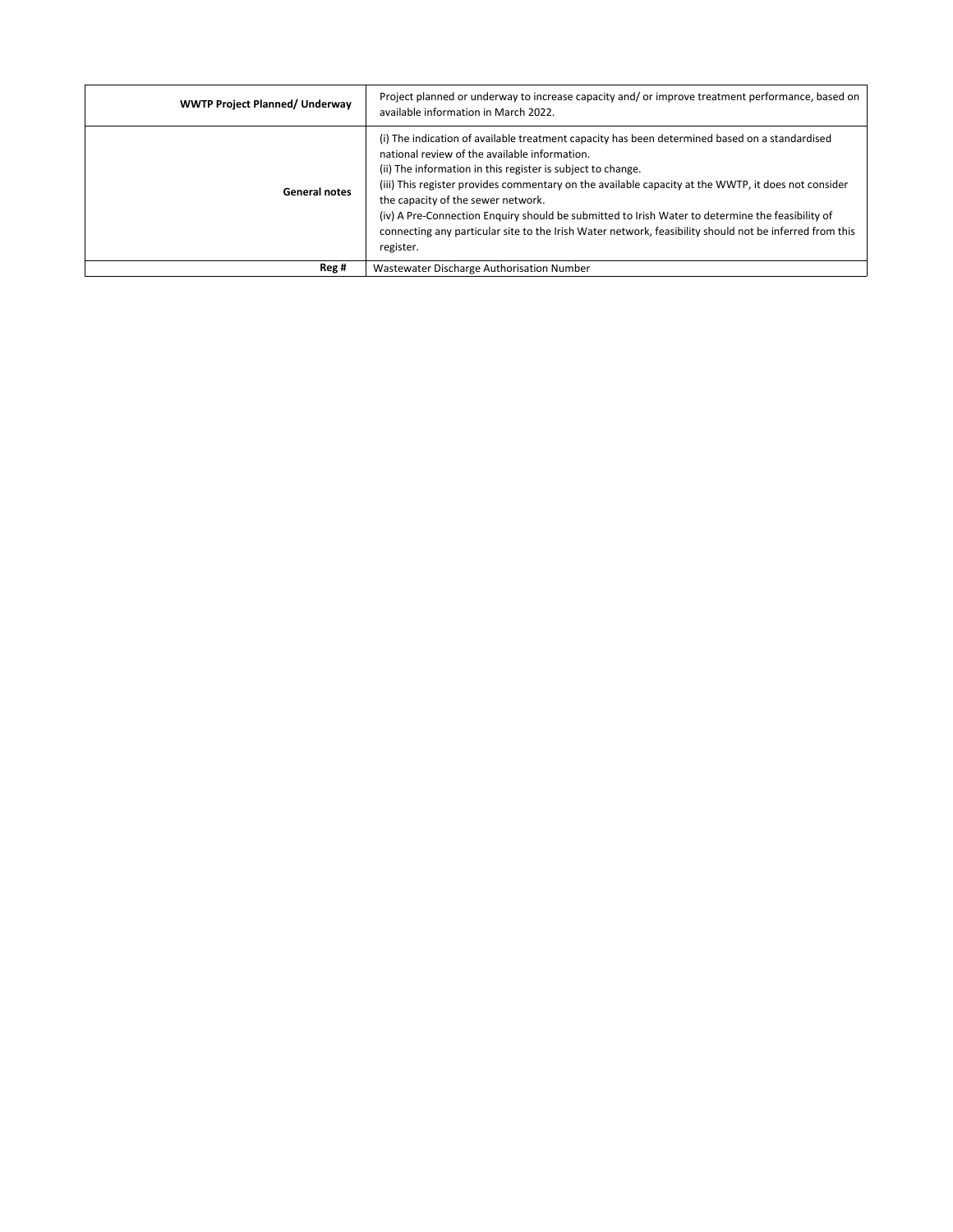| | |
|---|---|
| **WWTP Project Planned/ Underway** | Project planned or underway to increase capacity and/ or improve treatment performance, based on available information in March 2022. |
| **General notes** | (i) The indication of available treatment capacity has been determined based on a standardised national review of the available information.<br>(ii) The information in this register is subject to change.<br>(iii) This register provides commentary on the available capacity at the WWTP, it does not consider the capacity of the sewer network.<br>(iv) A Pre-Connection Enquiry should be submitted to Irish Water to determine the feasibility of connecting any particular site to the Irish Water network, feasibility should not be inferred from this register. |
| **Reg #** | Wastewater Discharge Authorisation Number |